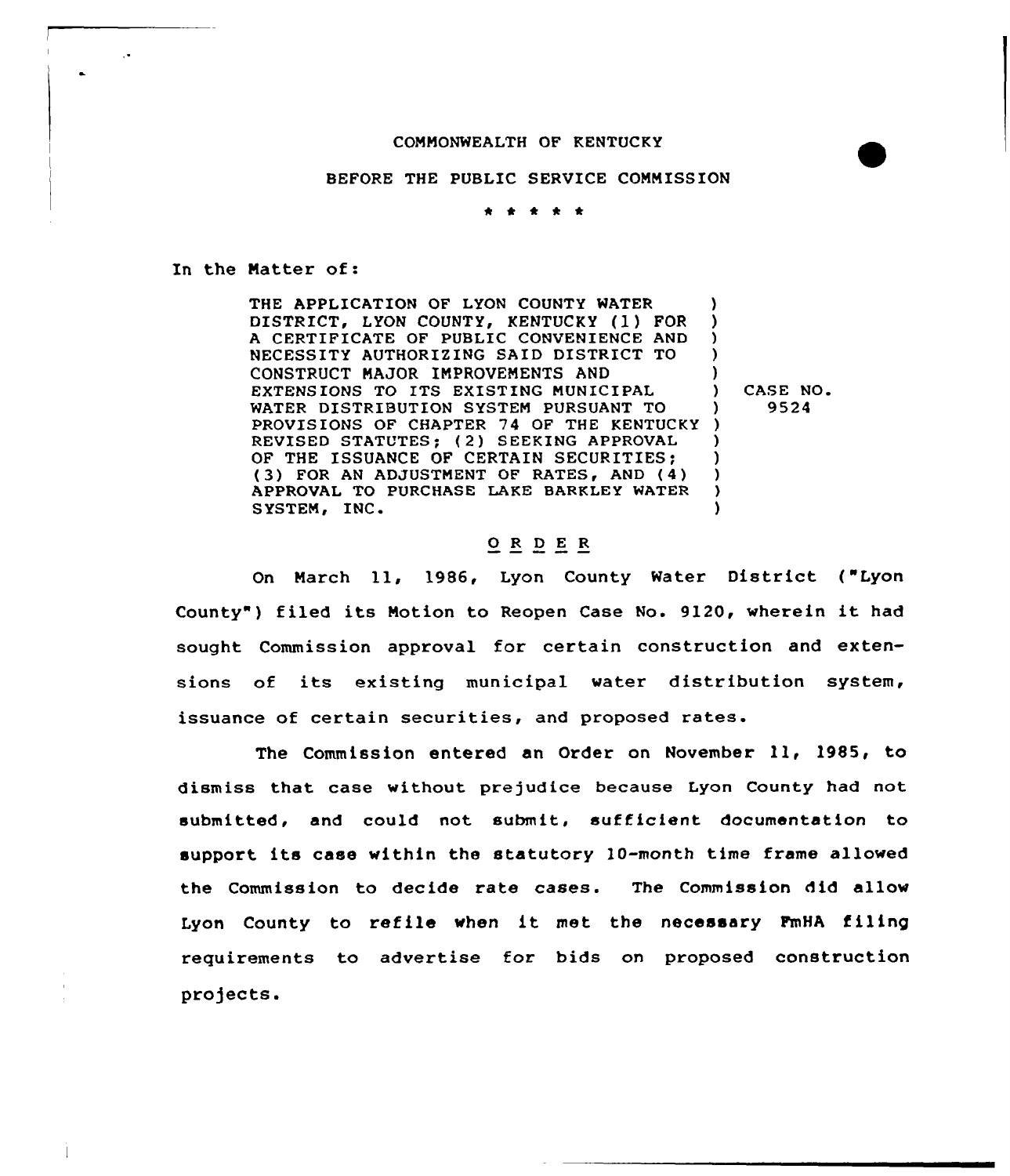COMMONWEALTH OF KENTUCKY

BEFORE THE PUBLIC SERVICE COMMISSION

\* \* \* \* \*

In the Matter of:

| | |
|---|---|
| THE APPLICATION OF LYON COUNTY WATER DISTRICT, LYON COUNTY, KENTUCKY (1) FOR A CERTIFICATE OF PUBLIC CONVENIENCE AND NECESSITY AUTHORIZING SAID DISTRICT TO CONSTRUCT MAJOR IMPROVEMENTS AND EXTENSIONS TO ITS EXISTING MUNICIPAL WATER DISTRIBUTION SYSTEM PURSUANT TO PROVISIONS OF CHAPTER 74 OF THE KENTUCKY REVISED STATUTES; (2) SEEKING APPROVAL OF THE ISSUANCE OF CERTAIN SECURITIES; (3) FOR AN ADJUSTMENT OF RATES, AND (4) APPROVAL TO PURCHASE LAKE BARKLEY WATER SYSTEM, INC. | CASE NO. 9524 |

## ORDER

On March 11, 1986, Lyon County Water District ("Lyon County") filed its Motion to Reopen Case No. 9120, wherein it had sought Commission approval for certain construction and extensions of its existing municipal water distribution system, issuance of certain securities, and proposed rates.

The Commission entered an Order on November 11, 1985, to dismiss that case without prejudice because Lyon County had not submitted, and could not submit, sufficient documentation to support its case within the statutory 10-month time frame allowed the Commission to decide rate cases. The Commission did allow Lyon County to refile when it met the necessary FmHA filing requirements to advertise for bids on proposed construction projects.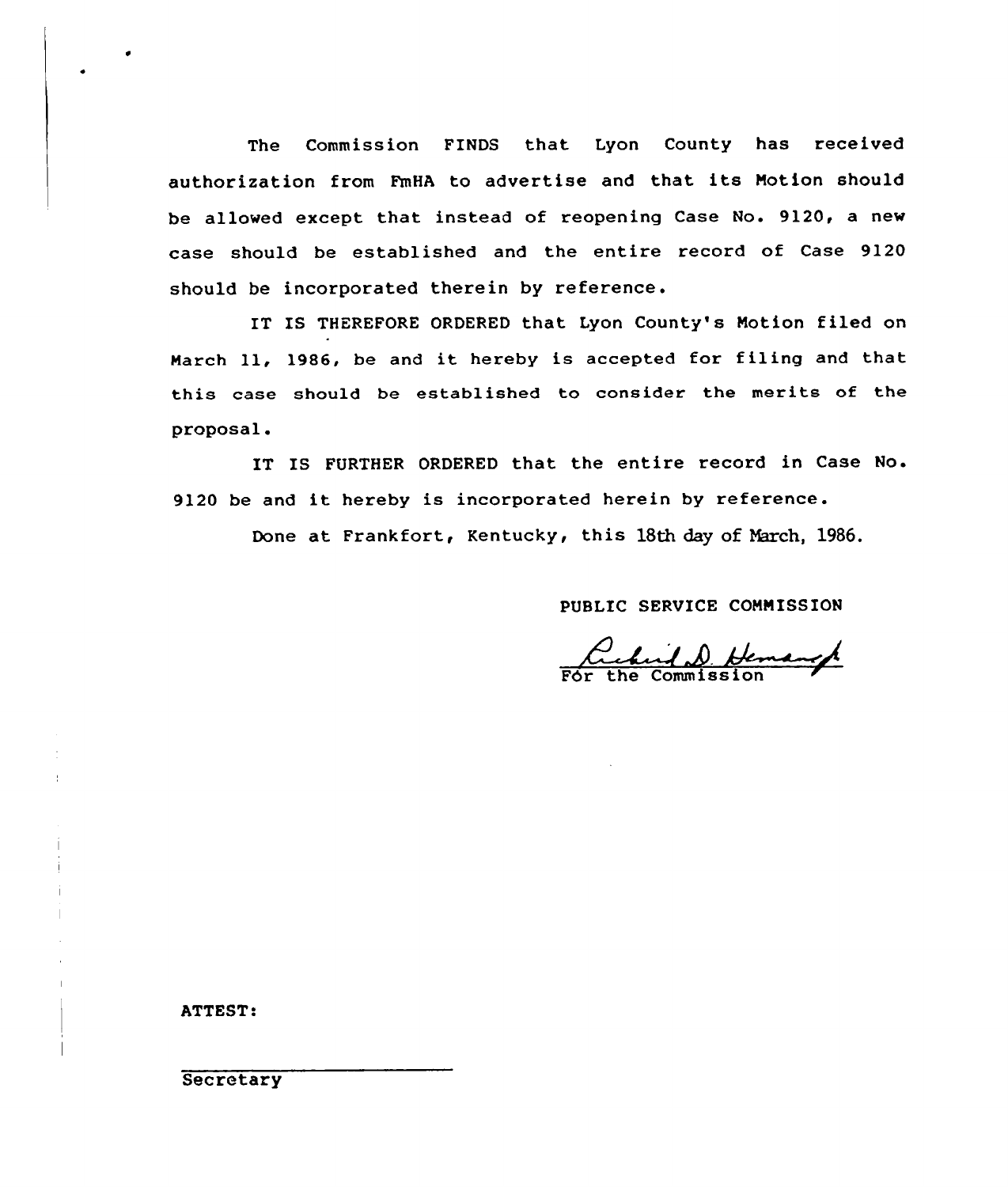The Commission FINDS that Lyon County has received authorization from FmHA to advertise and that its Motion should be allowed except that instead of reopening Case No. 9120, a new case should be established and the entire record of Case 9120 should be incorporated therein by reference.

IT IS THEREFORE ORDERED that Lyon County's Motion filed on March 11, 1986, be and it hereby is accepted for filing and that this case should be established to consider the merits of the proposal.

IT IS FURTHER ORDERED that the entire record in Case No. 9120 be and it hereby is incorporated herein by reference.

Done at Frankfort, Kentucky, this 18th day of March, 1986.

PUBLIC SERVICE COMMISSION

For the Commission

ATTEST:

Secretary